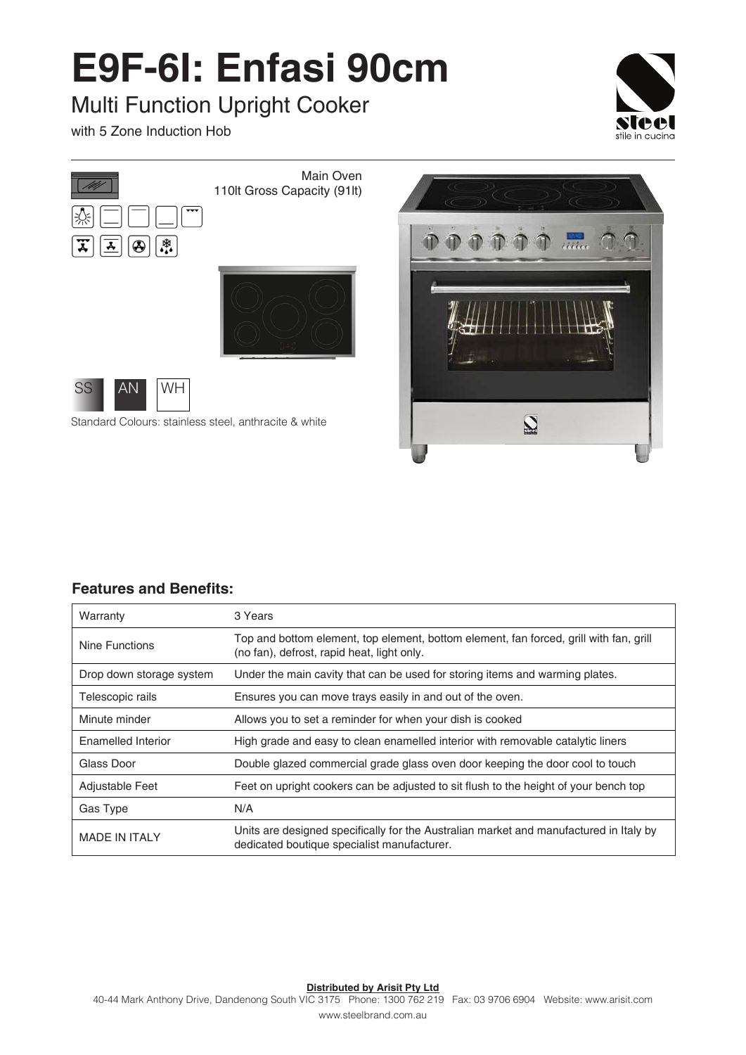# E9F-6I: Enfasi 90cm

## Multi Function Upright Cooker

with 5 Zone Induction Hob

Main Oven
110lt Gross Capacity (91lt)

SS AN WH

Standard Colours: stainless steel, anthracite & white

### Features and Benefits:

| | |
|---|---|
| Warranty | 3 Years |
| Nine Functions | Top and bottom element, top element, bottom element, fan forced, grill with fan, grill (no fan), defrost, rapid heat, light only. |
| Drop down storage system | Under the main cavity that can be used for storing items and warming plates. |
| Telescopic rails | Ensures you can move trays easily in and out of the oven. |
| Minute minder | Allows you to set a reminder for when your dish is cooked |
| Enamelled Interior | High grade and easy to clean enamelled interior with removable catalytic liners |
| Glass Door | Double glazed commercial grade glass oven door keeping the door cool to touch |
| Adjustable Feet | Feet on upright cookers can be adjusted to sit flush to the height of your bench top |
| Gas Type | N/A |
| MADE IN ITALY | Units are designed specifically for the Australian market and manufactured in Italy by dedicated boutique specialist manufacturer. |

**Distributed by Arisit Pty Ltd**

40-44 Mark Anthony Drive, Dandenong South VIC 3175 Phone: 1300 762 219 Fax: 03 9706 6904 Website: www.arisit.com

www.steelbrand.com.au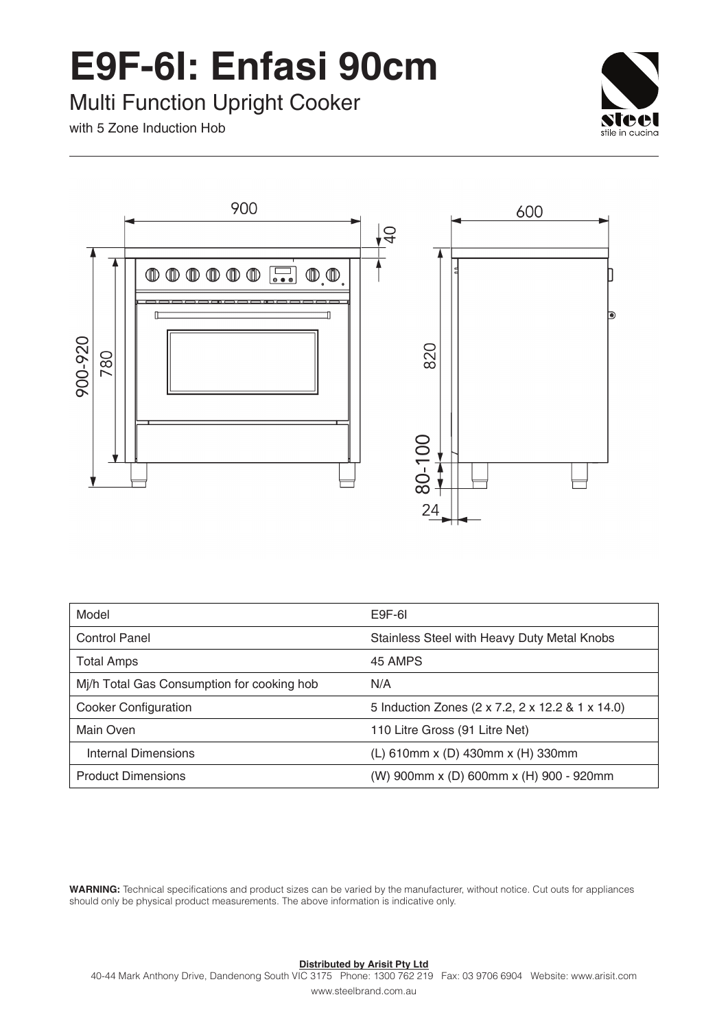# E9F-6I: Enfasi 90cm

## Multi Function Upright Cooker

with 5 Zone Induction Hob

900
40
600
900-920
780
820
80-100
24

| | |
|---|---|
| Model | E9F-6I |
| Control Panel | Stainless Steel with Heavy Duty Metal Knobs |
| Total Amps | 45 AMPS |
| Mj/h Total Gas Consumption for cooking hob | N/A |
| Cooker Configuration | 5 Induction Zones (2 x 7.2, 2 x 12.2 & 1 x 14.0) |
| Main Oven | 110 Litre Gross (91 Litre Net) |
| Internal Dimensions | (L) 610mm x (D) 430mm x (H) 330mm |
| Product Dimensions | (W) 900mm x (D) 600mm x (H) 900 - 920mm |

**WARNING:** Technical specifications and product sizes can be varied by the manufacturer, without notice. Cut outs for appliances should only be physical product measurements. The above information is indicative only.

**Distributed by Arisit Pty Ltd**
40-44 Mark Anthony Drive, Dandenong South VIC 3175 Phone: 1300 762 219 Fax: 03 9706 6904 Website: www.arisit.com
www.steelbrand.com.au